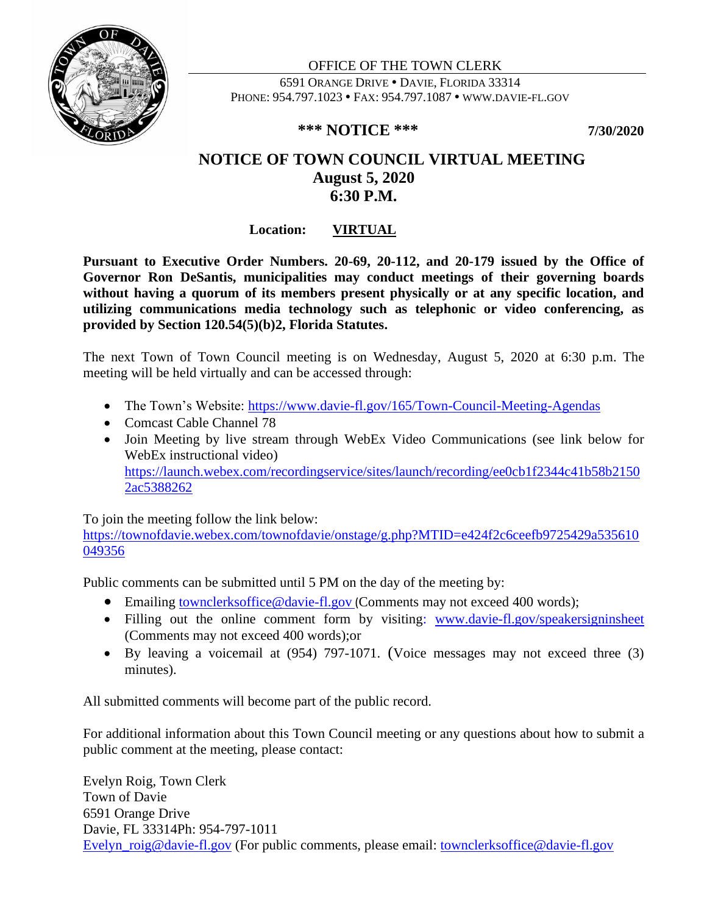OFFICE OF THE TOWN CLERK

6591 ORANGE DRIVE • DAVIE, FLORIDA 33314
PHONE: 954.797.1023 • FAX: 954.797.1087 • WWW.DAVIE-FL.GOV

**\*\*\* NOTICE \*\*\*** **7/30/2020**

# NOTICE OF TOWN COUNCIL VIRTUAL MEETING
## August 5, 2020
## 6:30 P.M.

**Location:** **VIRTUAL**

**Pursuant to Executive Order Numbers. 20-69, 20-112, and 20-179 issued by the Office of Governor Ron DeSantis, municipalities may conduct meetings of their governing boards without having a quorum of its members present physically or at any specific location, and utilizing communications media technology such as telephonic or video conferencing, as provided by Section 120.54(5)(b)2, Florida Statutes.**

The next Town of Town Council meeting is on Wednesday, August 5, 2020 at 6:30 p.m. The meeting will be held virtually and can be accessed through:

- The Town's Website: https://www.davie-fl.gov/165/Town-Council-Meeting-Agendas
- Comcast Cable Channel 78
- Join Meeting by live stream through WebEx Video Communications (see link below for WebEx instructional video) https://launch.webex.com/recordingservice/sites/launch/recording/ee0cb1f2344c41b58b21502ac5388262

To join the meeting follow the link below:
https://townofdavie.webex.com/townofdavie/onstage/g.php?MTID=e424f2c6ceefb9725429a535610049356

Public comments can be submitted until 5 PM on the day of the meeting by:

- Emailing townclerksoffice@davie-fl.gov (Comments may not exceed 400 words);
- Filling out the online comment form by visiting: www.davie-fl.gov/speakersigninsheet (Comments may not exceed 400 words);or
- By leaving a voicemail at (954) 797-1071. (Voice messages may not exceed three (3) minutes).

All submitted comments will become part of the public record.

For additional information about this Town Council meeting or any questions about how to submit a public comment at the meeting, please contact:

Evelyn Roig, Town Clerk
Town of Davie
6591 Orange Drive
Davie, FL 33314Ph: 954-797-1011
Evelyn_roig@davie-fl.gov (For public comments, please email: townclerksoffice@davie-fl.gov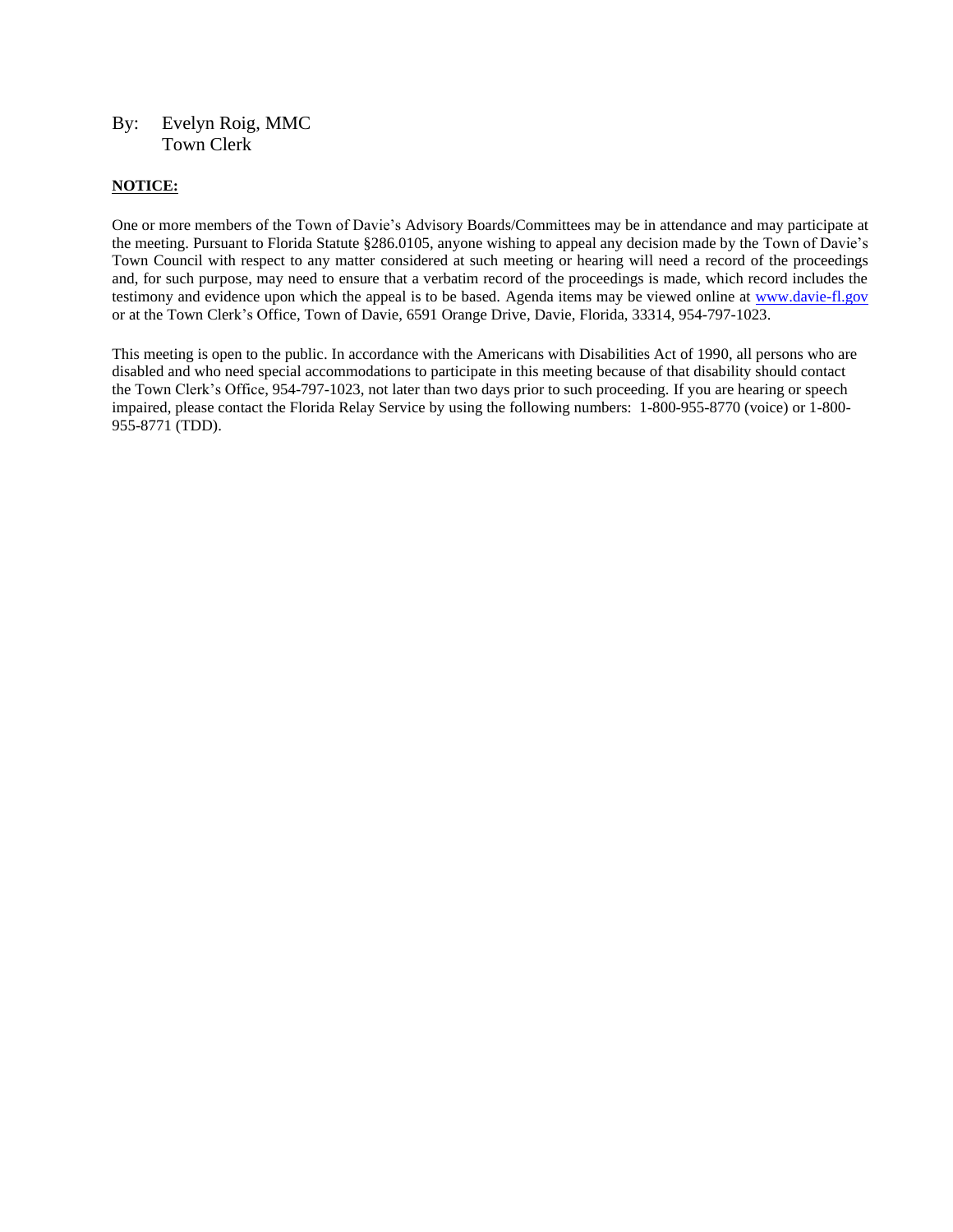By: Evelyn Roig, MMC
Town Clerk

**NOTICE:**

One or more members of the Town of Davie's Advisory Boards/Committees may be in attendance and may participate at the meeting. Pursuant to Florida Statute §286.0105, anyone wishing to appeal any decision made by the Town of Davie's Town Council with respect to any matter considered at such meeting or hearing will need a record of the proceedings and, for such purpose, may need to ensure that a verbatim record of the proceedings is made, which record includes the testimony and evidence upon which the appeal is to be based. Agenda items may be viewed online at www.davie-fl.gov or at the Town Clerk's Office, Town of Davie, 6591 Orange Drive, Davie, Florida, 33314, 954-797-1023.

This meeting is open to the public. In accordance with the Americans with Disabilities Act of 1990, all persons who are disabled and who need special accommodations to participate in this meeting because of that disability should contact the Town Clerk's Office, 954-797-1023, not later than two days prior to such proceeding. If you are hearing or speech impaired, please contact the Florida Relay Service by using the following numbers: 1-800-955-8770 (voice) or 1-800-955-8771 (TDD).